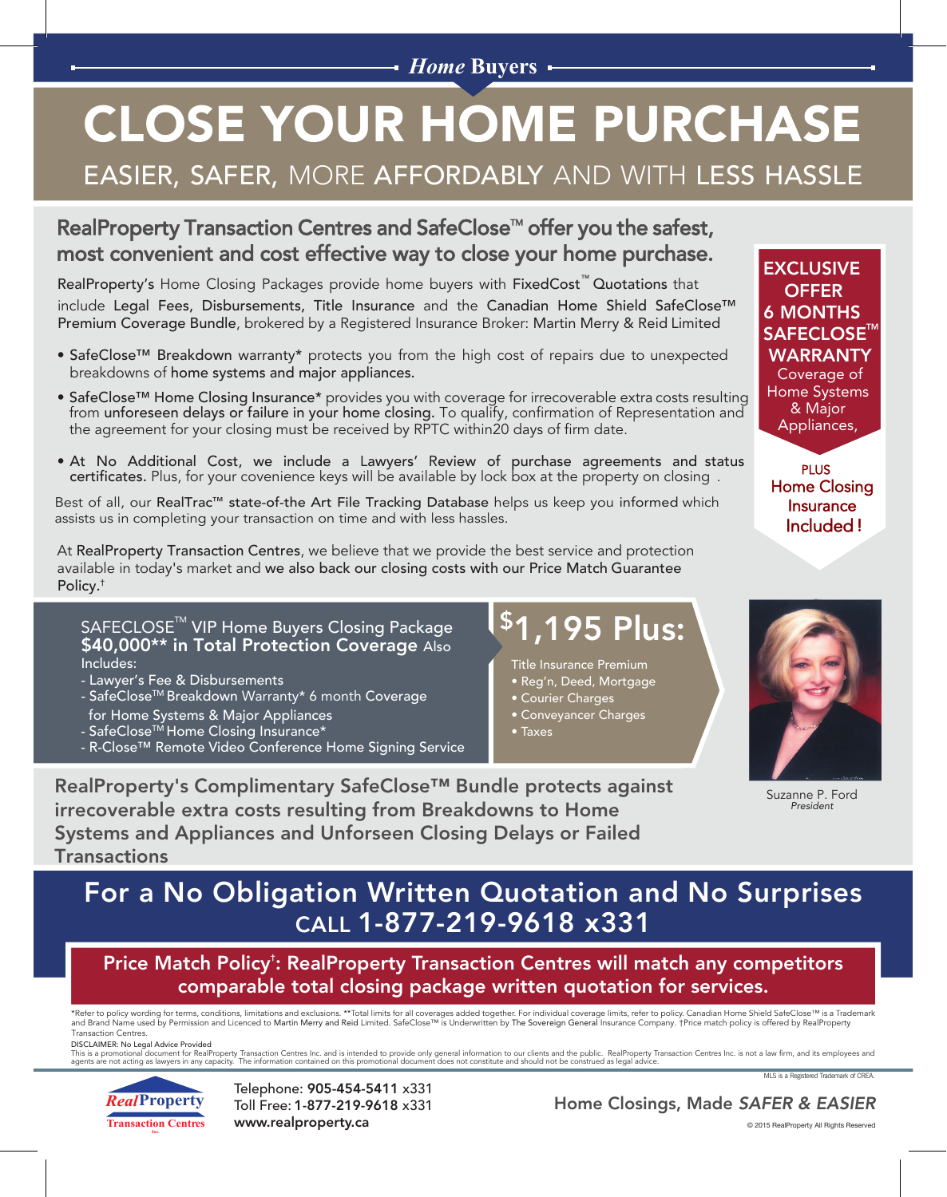*Home* Buyers

# CLOSE YOUR HOME PURCHASE

## EASIER, SAFER, MORE AFFORDABLY AND WITH LESS HASSLE

### RealProperty Transaction Centres and SafeClose™ offer you the safest, most convenient and cost effective way to close your home purchase.

RealProperty's Home Closing Packages provide home buyers with FixedCost™ Quotations that include Legal Fees, Disbursements, Title Insurance and the Canadian Home Shield SafeClose™ Premium Coverage Bundle, brokered by a Registered Insurance Broker: Martin Merry & Reid Limited

- SafeClose™ Breakdown warranty* protects you from the high cost of repairs due to unexpected breakdowns of home systems and major appliances.
- SafeClose™ Home Closing Insurance* provides you with coverage for irrecoverable extra costs resulting from unforeseen delays or failure in your home closing. To qualify, confirmation of Representation and the agreement for your closing must be received by RPTC within20 days of firm date.
- At No Additional Cost, we include a Lawyers' Review of purchase agreements and status certificates. Plus, for your covenience keys will be available by lock box at the property on closing .

Best of all, our RealTrac™ state-of-the Art File Tracking Database helps us keep you informed which assists us in completing your transaction on time and with less hassles.

At RealProperty Transaction Centres, we believe that we provide the best service and protection available in today's market and **we also back our closing costs with our Price Match Guarantee Policy.†**

**EXCLUSIVE OFFER 6 MONTHS SAFECLOSE™ WARRANTY**
Coverage of Home Systems & Major Appliances,

PLUS
Home Closing Insurance Included !

SAFECLOSE™ VIP Home Buyers Closing Package
**$40,000** in Total Protection Coverage** Also Includes:
- Lawyer's Fee & Disbursements
- SafeClose™ Breakdown Warranty* 6 month Coverage for Home Systems & Major Appliances
- SafeClose™ Home Closing Insurance*
- R-Close™ Remote Video Conference Home Signing Service

## $1,195 Plus:

Title Insurance Premium
- Reg'n, Deed, Mortgage
- Courier Charges
- Conveyancer Charges
- Taxes

Suzanne P. Ford
*President*

**RealProperty's Complimentary SafeClose™ Bundle protects against irrecoverable extra costs resulting from Breakdowns to Home Systems and Appliances and Unforseen Closing Delays or Failed Transactions**

## For a No Obligation Written Quotation and No Surprises CALL 1-877-219-9618 x331

**Price Match Policy†: RealProperty Transaction Centres will match any competitors comparable total closing package written quotation for services.**

*Refer to policy wording for terms, conditions, limitations and exclusions. **Total limits for all coverages added together. For individual coverage limits, refer to policy. Canadian Home Shield SafeClose™ is a Trademark and Brand Name used by Permission and Licenced to Martin Merry and Reid Limited. SafeClose™ is Underwritten by The Sovereign General Insurance Company. †Price match policy is offered by RealProperty Transaction Centres.

DISCLAIMER: No Legal Advice Provided
This is a promotional document for RealProperty Transaction Centres Inc. and is intended to provide only general information to our clients and the public. RealProperty Transaction Centres Inc. is not a law firm, and its employees and agents are not acting as lawyers in any capacity. The information contained on this promotional document does not constitute and should not be construed as legal advice.

MLS is a Registered Trademark of CREA.

*Real*Property Transaction Centres Inc.

Telephone: **905-454-5411** x331
Toll Free: **1-877-219-9618** x331
**www.realproperty.ca**

Home Closings, Made *SAFER & EASIER*

© 2015 RealProperty All Rights Reserved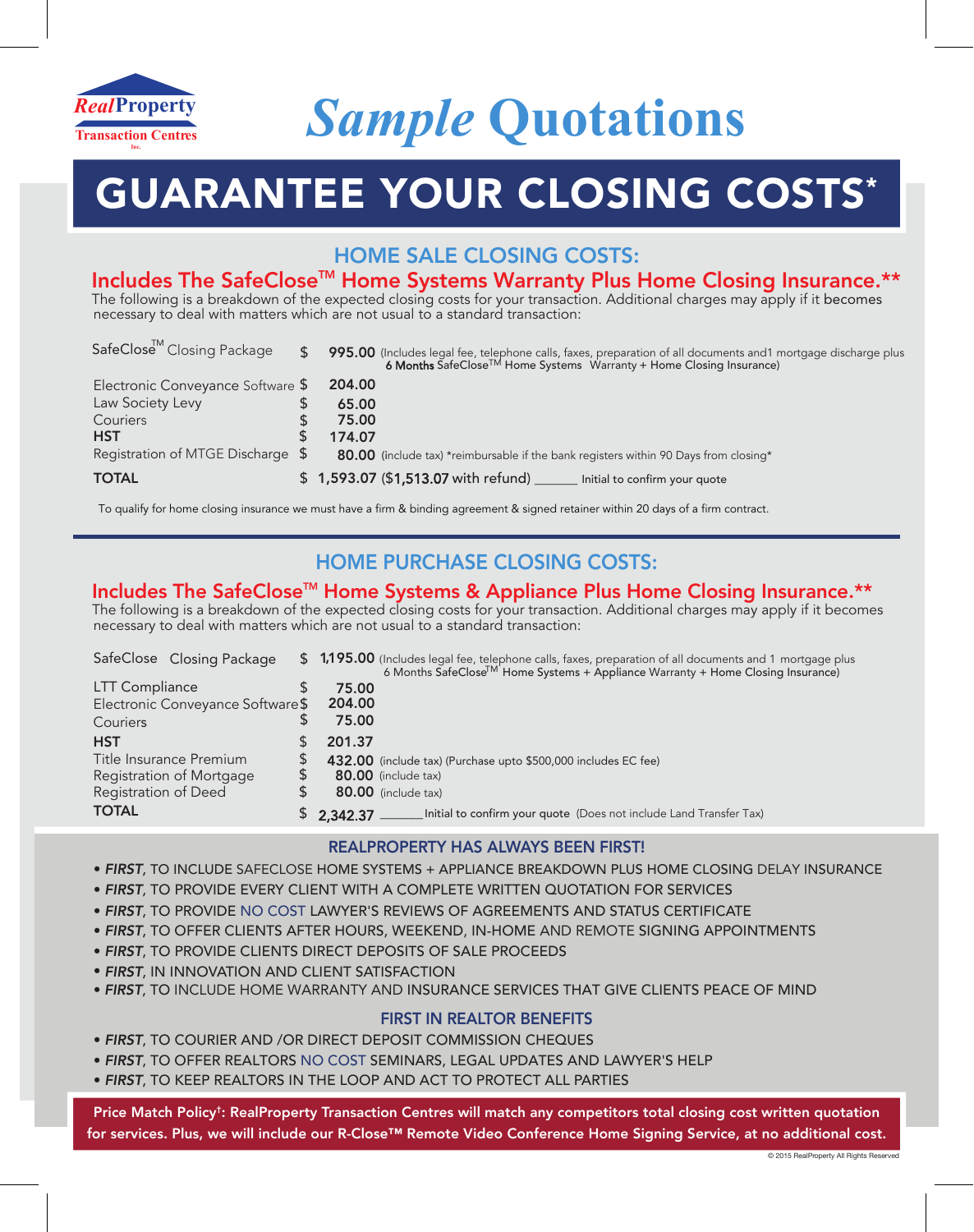RealProperty Transaction Centres Inc.

# *Sample* Quotations

# GUARANTEE YOUR CLOSING COSTS*

## HOME SALE CLOSING COSTS:

### Includes The SafeClose™ Home Systems Warranty Plus Home Closing Insurance.**

The following is a breakdown of the expected closing costs for your transaction. Additional charges may apply if it becomes necessary to deal with matters which are not usual to a standard transaction:

| | | | |
|---|---|---|---|
| SafeClose™ Closing Package | $ | 995.00 | (Includes legal fee, telephone calls, faxes, preparation of all documents and1 mortgage discharge plus **6 Months** SafeClose™ Home Systems Warranty + Home Closing Insurance) |
| Electronic Conveyance Software | $ | 204.00 | |
| Law Society Levy | $ | 65.00 | |
| Couriers | $ | 75.00 | |
| **HST** | $ | 174.07 | |
| Registration of MTGE Discharge | $ | 80.00 | (include tax) *reimbursable if the bank registers within 90 Days from closing* |
| **TOTAL** | $ | 1,593.07 ($1,513.07 with refund) | ______ Initial to confirm your quote |

To qualify for home closing insurance we must have a firm & binding agreement & signed retainer within 20 days of a firm contract.

## HOME PURCHASE CLOSING COSTS:

### Includes The SafeClose™ Home Systems & Appliance Plus Home Closing Insurance.**

The following is a breakdown of the expected closing costs for your transaction. Additional charges may apply if it becomes necessary to deal with matters which are not usual to a standard transaction:

| | | | |
|---|---|---|---|
| SafeClose Closing Package | $ | 1,195.00 | (Includes legal fee, telephone calls, faxes, preparation of all documents and 1 mortgage plus 6 Months SafeClose™ Home Systems + Appliance Warranty + Home Closing Insurance) |
| LTT Compliance | $ | 75.00 | |
| Electronic Conveyance Software | $ | 204.00 | |
| Couriers | $ | 75.00 | |
| **HST** | $ | 201.37 | |
| Title Insurance Premium | $ | 432.00 | (include tax) (Purchase upto $500,000 includes EC fee) |
| Registration of Mortgage | $ | 80.00 | (include tax) |
| Registration of Deed | $ | 80.00 | (include tax) |
| **TOTAL** | $ | 2,342.37 | ______ Initial to confirm your quote (Does not include Land Transfer Tax) |

### REALPROPERTY HAS ALWAYS BEEN FIRST!

- ***FIRST***, TO INCLUDE SAFECLOSE HOME SYSTEMS + APPLIANCE BREAKDOWN PLUS HOME CLOSING DELAY INSURANCE
- ***FIRST***, TO PROVIDE EVERY CLIENT WITH A COMPLETE WRITTEN QUOTATION FOR SERVICES
- ***FIRST***, TO PROVIDE NO COST LAWYER'S REVIEWS OF AGREEMENTS AND STATUS CERTIFICATE
- ***FIRST***, TO OFFER CLIENTS AFTER HOURS, WEEKEND, IN-HOME AND REMOTE SIGNING APPOINTMENTS
- ***FIRST***, TO PROVIDE CLIENTS DIRECT DEPOSITS OF SALE PROCEEDS
- ***FIRST***, IN INNOVATION AND CLIENT SATISFACTION
- ***FIRST***, TO INCLUDE HOME WARRANTY AND INSURANCE SERVICES THAT GIVE CLIENTS PEACE OF MIND

### FIRST IN REALTOR BENEFITS

- ***FIRST***, TO COURIER AND /OR DIRECT DEPOSIT COMMISSION CHEQUES
- ***FIRST***, TO OFFER REALTORS NO COST SEMINARS, LEGAL UPDATES AND LAWYER'S HELP
- ***FIRST***, TO KEEP REALTORS IN THE LOOP AND ACT TO PROTECT ALL PARTIES

**Price Match Policy†: RealProperty Transaction Centres will match any competitors total closing cost written quotation for services. Plus, we will include our R-Close™ Remote Video Conference Home Signing Service, at no additional cost.**

© 2015 RealProperty All Rights Reserved